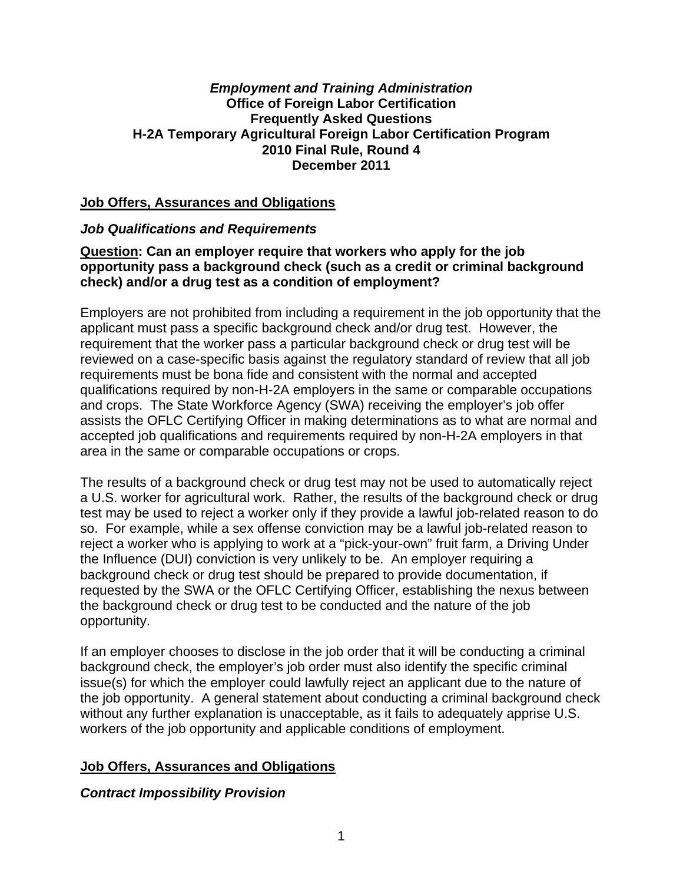***Employment and Training Administration***
**Office of Foreign Labor Certification**
**Frequently Asked Questions**
**H-2A Temporary Agricultural Foreign Labor Certification Program**
**2010 Final Rule, Round 4**
**December 2011**

## Job Offers, Assurances and Obligations

### *Job Qualifications and Requirements*

**Question: Can an employer require that workers who apply for the job opportunity pass a background check (such as a credit or criminal background check) and/or a drug test as a condition of employment?**

Employers are not prohibited from including a requirement in the job opportunity that the applicant must pass a specific background check and/or drug test. However, the requirement that the worker pass a particular background check or drug test will be reviewed on a case-specific basis against the regulatory standard of review that all job requirements must be bona fide and consistent with the normal and accepted qualifications required by non-H-2A employers in the same or comparable occupations and crops. The State Workforce Agency (SWA) receiving the employer's job offer assists the OFLC Certifying Officer in making determinations as to what are normal and accepted job qualifications and requirements required by non-H-2A employers in that area in the same or comparable occupations or crops.

The results of a background check or drug test may not be used to automatically reject a U.S. worker for agricultural work. Rather, the results of the background check or drug test may be used to reject a worker only if they provide a lawful job-related reason to do so. For example, while a sex offense conviction may be a lawful job-related reason to reject a worker who is applying to work at a "pick-your-own" fruit farm, a Driving Under the Influence (DUI) conviction is very unlikely to be. An employer requiring a background check or drug test should be prepared to provide documentation, if requested by the SWA or the OFLC Certifying Officer, establishing the nexus between the background check or drug test to be conducted and the nature of the job opportunity.

If an employer chooses to disclose in the job order that it will be conducting a criminal background check, the employer's job order must also identify the specific criminal issue(s) for which the employer could lawfully reject an applicant due to the nature of the job opportunity. A general statement about conducting a criminal background check without any further explanation is unacceptable, as it fails to adequately apprise U.S. workers of the job opportunity and applicable conditions of employment.

## Job Offers, Assurances and Obligations

### *Contract Impossibility Provision*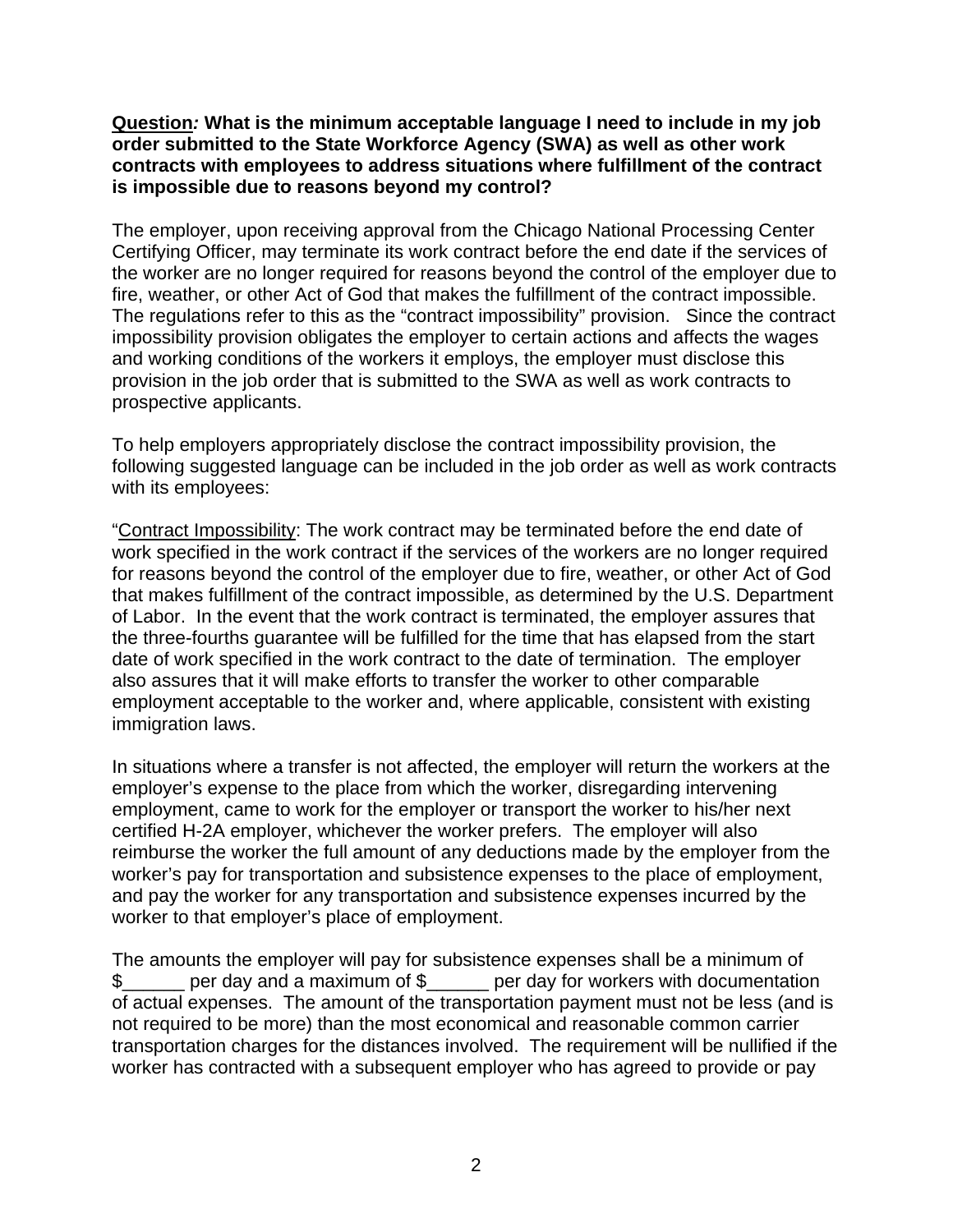**<u>Question</u>*:* What is the minimum acceptable language I need to include in my job order submitted to the State Workforce Agency (SWA) as well as other work contracts with employees to address situations where fulfillment of the contract is impossible due to reasons beyond my control?**

The employer, upon receiving approval from the Chicago National Processing Center Certifying Officer, may terminate its work contract before the end date if the services of the worker are no longer required for reasons beyond the control of the employer due to fire, weather, or other Act of God that makes the fulfillment of the contract impossible. The regulations refer to this as the "contract impossibility" provision. Since the contract impossibility provision obligates the employer to certain actions and affects the wages and working conditions of the workers it employs, the employer must disclose this provision in the job order that is submitted to the SWA as well as work contracts to prospective applicants.

To help employers appropriately disclose the contract impossibility provision, the following suggested language can be included in the job order as well as work contracts with its employees:

"<u>Contract Impossibility</u>: The work contract may be terminated before the end date of work specified in the work contract if the services of the workers are no longer required for reasons beyond the control of the employer due to fire, weather, or other Act of God that makes fulfillment of the contract impossible, as determined by the U.S. Department of Labor. In the event that the work contract is terminated, the employer assures that the three-fourths guarantee will be fulfilled for the time that has elapsed from the start date of work specified in the work contract to the date of termination. The employer also assures that it will make efforts to transfer the worker to other comparable employment acceptable to the worker and, where applicable, consistent with existing immigration laws.

In situations where a transfer is not affected, the employer will return the workers at the employer's expense to the place from which the worker, disregarding intervening employment, came to work for the employer or transport the worker to his/her next certified H-2A employer, whichever the worker prefers. The employer will also reimburse the worker the full amount of any deductions made by the employer from the worker's pay for transportation and subsistence expenses to the place of employment, and pay the worker for any transportation and subsistence expenses incurred by the worker to that employer's place of employment.

The amounts the employer will pay for subsistence expenses shall be a minimum of $______ per day and a maximum of $______ per day for workers with documentation of actual expenses. The amount of the transportation payment must not be less (and is not required to be more) than the most economical and reasonable common carrier transportation charges for the distances involved. The requirement will be nullified if the worker has contracted with a subsequent employer who has agreed to provide or pay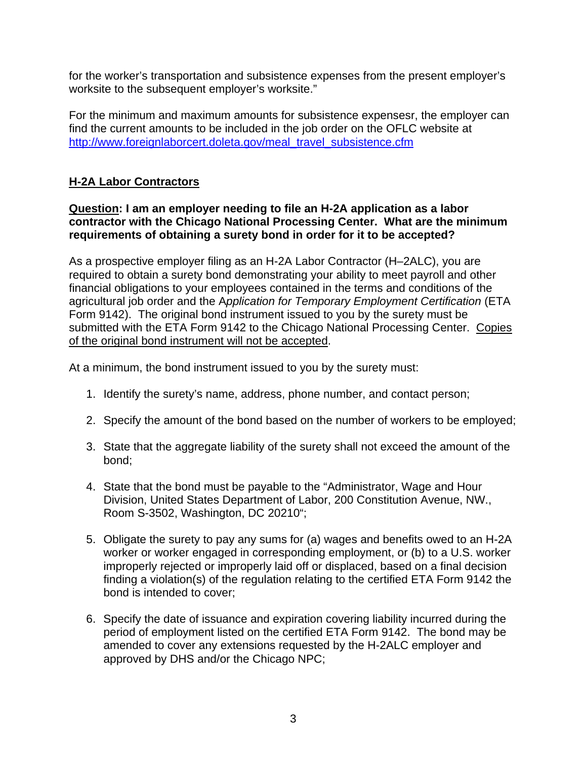for the worker's transportation and subsistence expenses from the present employer's worksite to the subsequent employer's worksite."

For the minimum and maximum amounts for subsistence expensesr, the employer can find the current amounts to be included in the job order on the OFLC website at http://www.foreignlaborcert.doleta.gov/meal_travel_subsistence.cfm

## H-2A Labor Contractors

**Question: I am an employer needing to file an H-2A application as a labor contractor with the Chicago National Processing Center. What are the minimum requirements of obtaining a surety bond in order for it to be accepted?**

As a prospective employer filing as an H-2A Labor Contractor (H–2ALC), you are required to obtain a surety bond demonstrating your ability to meet payroll and other financial obligations to your employees contained in the terms and conditions of the agricultural job order and the A*pplication for Temporary Employment Certification* (ETA Form 9142). The original bond instrument issued to you by the surety must be submitted with the ETA Form 9142 to the Chicago National Processing Center. Copies of the original bond instrument will not be accepted.

At a minimum, the bond instrument issued to you by the surety must:

1. Identify the surety's name, address, phone number, and contact person;
2. Specify the amount of the bond based on the number of workers to be employed;
3. State that the aggregate liability of the surety shall not exceed the amount of the bond;
4. State that the bond must be payable to the "Administrator, Wage and Hour Division, United States Department of Labor, 200 Constitution Avenue, NW., Room S-3502, Washington, DC 20210";
5. Obligate the surety to pay any sums for (a) wages and benefits owed to an H-2A worker or worker engaged in corresponding employment, or (b) to a U.S. worker improperly rejected or improperly laid off or displaced, based on a final decision finding a violation(s) of the regulation relating to the certified ETA Form 9142 the bond is intended to cover;
6. Specify the date of issuance and expiration covering liability incurred during the period of employment listed on the certified ETA Form 9142. The bond may be amended to cover any extensions requested by the H-2ALC employer and approved by DHS and/or the Chicago NPC;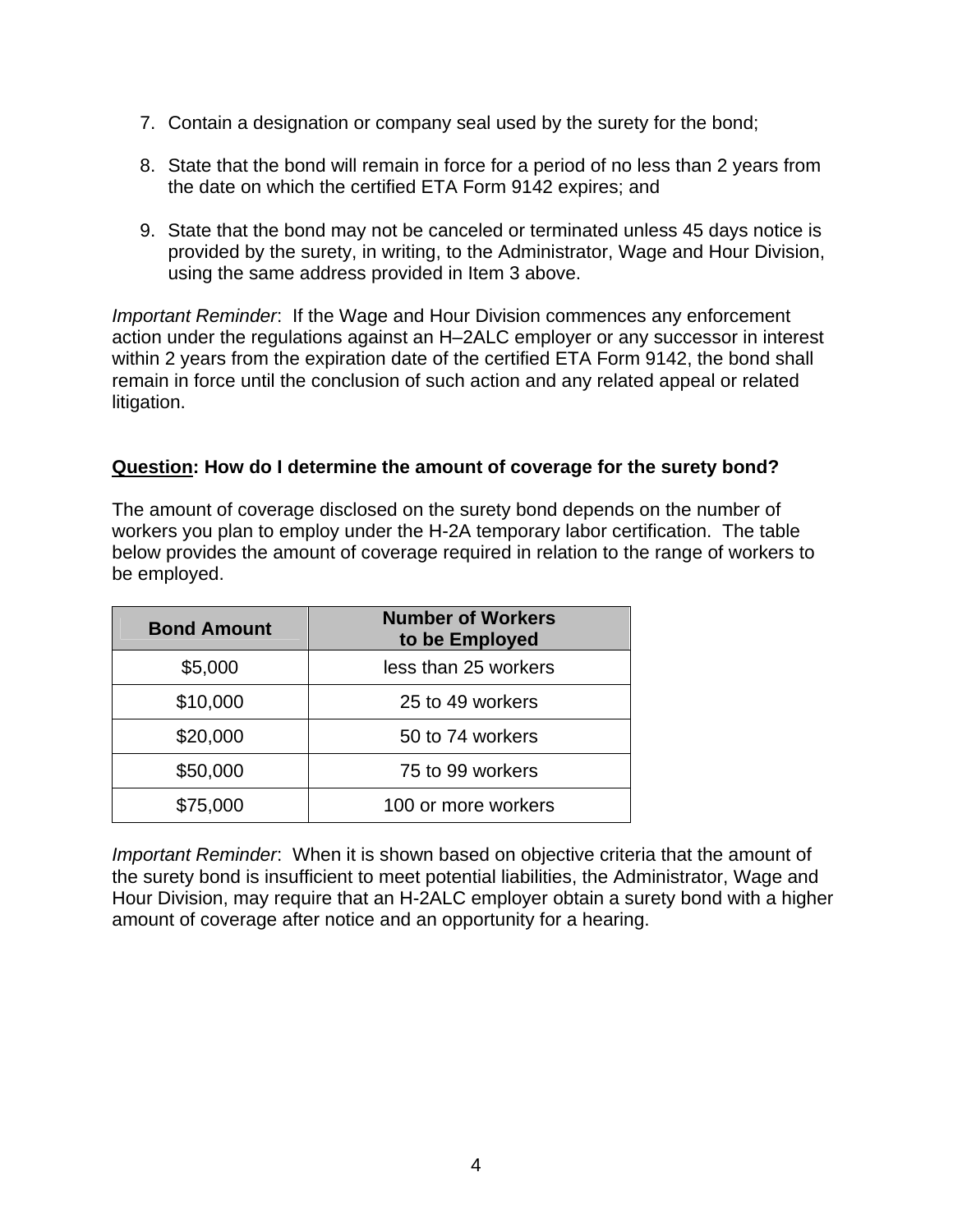7. Contain a designation or company seal used by the surety for the bond;

8. State that the bond will remain in force for a period of no less than 2 years from the date on which the certified ETA Form 9142 expires; and

9. State that the bond may not be canceled or terminated unless 45 days notice is provided by the surety, in writing, to the Administrator, Wage and Hour Division, using the same address provided in Item 3 above.

*Important Reminder*: If the Wage and Hour Division commences any enforcement action under the regulations against an H–2ALC employer or any successor in interest within 2 years from the expiration date of the certified ETA Form 9142, the bond shall remain in force until the conclusion of such action and any related appeal or related litigation.

**<u>Question</u>: How do I determine the amount of coverage for the surety bond?**

The amount of coverage disclosed on the surety bond depends on the number of workers you plan to employ under the H-2A temporary labor certification. The table below provides the amount of coverage required in relation to the range of workers to be employed.

| Bond Amount | Number of Workers to be Employed |
|---|---|
| $5,000 | less than 25 workers |
| $10,000 | 25 to 49 workers |
| $20,000 | 50 to 74 workers |
| $50,000 | 75 to 99 workers |
| $75,000 | 100 or more workers |

*Important Reminder*: When it is shown based on objective criteria that the amount of the surety bond is insufficient to meet potential liabilities, the Administrator, Wage and Hour Division, may require that an H-2ALC employer obtain a surety bond with a higher amount of coverage after notice and an opportunity for a hearing.